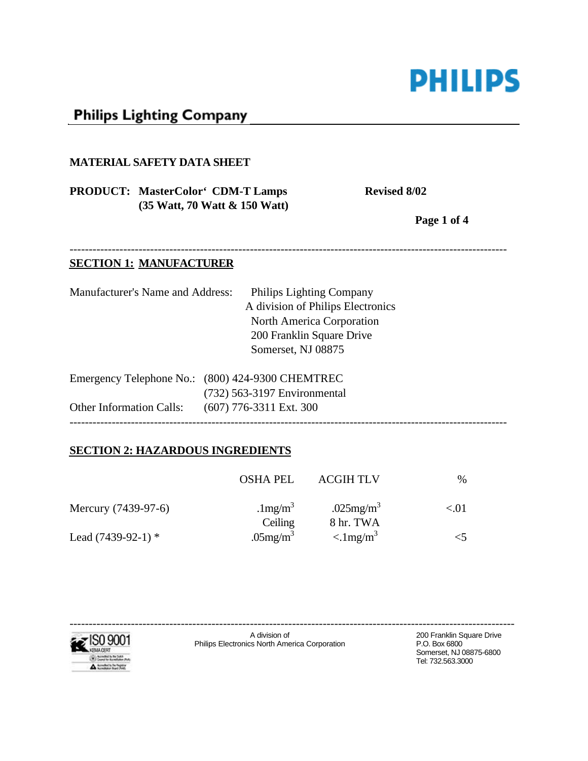**Philips Lighting Company**

# MATERIAL SAFETY DATA SHEET

**PRODUCT: MasterColor‘ CDM-T Lamps (35 Watt, 70 Watt & 150 Watt)**

**Revised 8/02**

---

## SECTION 1: MANUFACTURER

Manufacturer's Name and Address: Philips Lighting Company
A division of Philips Electronics
North America Corporation
200 Franklin Square Drive
Somerset, NJ 08875

Emergency Telephone No.: (800) 424-9300 CHEMTREC
(732) 563-3197 Environmental

Other Information Calls: (607) 776-3311 Ext. 300

---

## SECTION 2: HAZARDOUS INGREDIENTS

| | OSHA PEL | ACGIH TLV | % |
|---|---|---|---|
| Mercury (7439-97-6) | .1mg/m$^3$ Ceiling | .025mg/m$^3$ 8 hr. TWA | <.01 |
| Lead (7439-92-1) * | .05mg/m$^3$ | <.1mg/m$^3$ | <5 |

---

A division of Philips Electronics North America Corporation

200 Franklin Square Drive
P.O. Box 6800
Somerset, NJ 08875-6800
Tel: 732.563.3000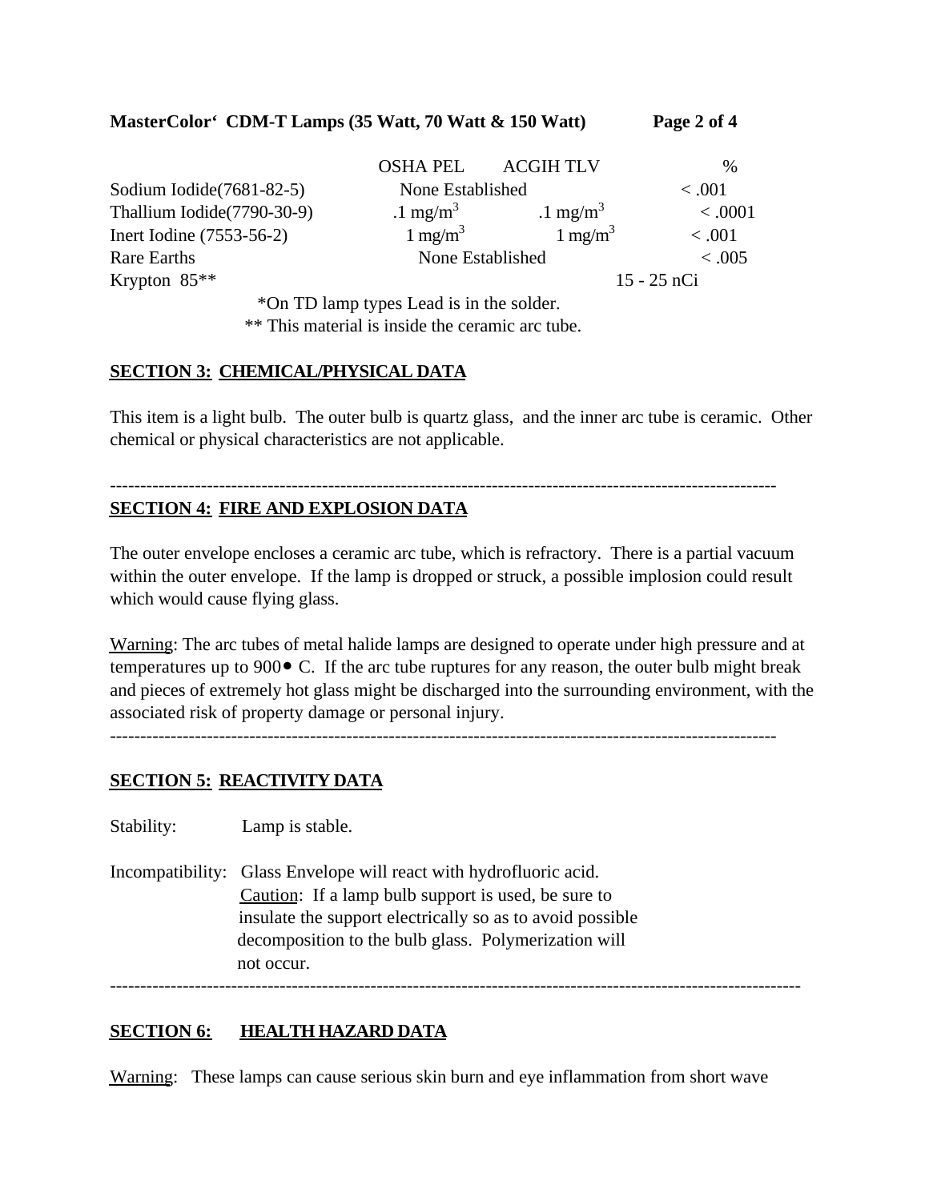| | OSHA PEL | ACGIH TLV | % |
|---|---|---|---|
| Sodium Iodide(7681-82-5) | None Established | | < .001 |
| Thallium Iodide(7790-30-9) | .1 mg/m$^3$ | .1 mg/m$^3$ | < .0001 |
| Inert Iodine (7553-56-2) | 1 mg/m$^3$ | 1 mg/m$^3$ | < .001 |
| Rare Earths | None Established | | < .005 |
| Krypton 85** | | | 15 - 25 nCi |

*On TD lamp types Lead is in the solder.
** This material is inside the ceramic arc tube.

## SECTION 3: CHEMICAL/PHYSICAL DATA

This item is a light bulb. The outer bulb is quartz glass, and the inner arc tube is ceramic. Other chemical or physical characteristics are not applicable.

---

## SECTION 4: FIRE AND EXPLOSION DATA

The outer envelope encloses a ceramic arc tube, which is refractory. There is a partial vacuum within the outer envelope. If the lamp is dropped or struck, a possible implosion could result which would cause flying glass.

Warning: The arc tubes of metal halide lamps are designed to operate under high pressure and at temperatures up to 900• C. If the arc tube ruptures for any reason, the outer bulb might break and pieces of extremely hot glass might be discharged into the surrounding environment, with the associated risk of property damage or personal injury.

---

## SECTION 5: REACTIVITY DATA

Stability: Lamp is stable.

Incompatibility: Glass Envelope will react with hydrofluoric acid.
Caution: If a lamp bulb support is used, be sure to insulate the support electrically so as to avoid possible decomposition to the bulb glass. Polymerization will not occur.

---

## SECTION 6: HEALTH HAZARD DATA

Warning: These lamps can cause serious skin burn and eye inflammation from short wave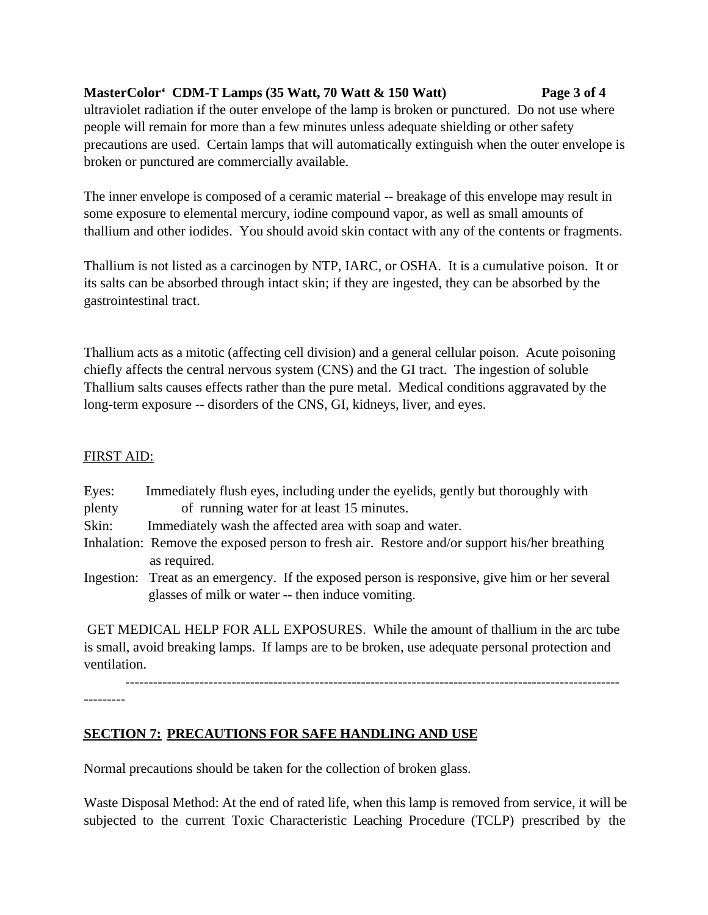ultraviolet radiation if the outer envelope of the lamp is broken or punctured. Do not use where people will remain for more than a few minutes unless adequate shielding or other safety precautions are used. Certain lamps that will automatically extinguish when the outer envelope is broken or punctured are commercially available.

The inner envelope is composed of a ceramic material -- breakage of this envelope may result in some exposure to elemental mercury, iodine compound vapor, as well as small amounts of thallium and other iodides. You should avoid skin contact with any of the contents or fragments.

Thallium is not listed as a carcinogen by NTP, IARC, or OSHA. It is a cumulative poison. It or its salts can be absorbed through intact skin; if they are ingested, they can be absorbed by the gastrointestinal tract.

Thallium acts as a mitotic (affecting cell division) and a general cellular poison. Acute poisoning chiefly affects the central nervous system (CNS) and the GI tract. The ingestion of soluble Thallium salts causes effects rather than the pure metal. Medical conditions aggravated by the long-term exposure -- disorders of the CNS, GI, kidneys, liver, and eyes.

FIRST AID:

Eyes: Immediately flush eyes, including under the eyelids, gently but thoroughly with plenty of running water for at least 15 minutes.

Skin: Immediately wash the affected area with soap and water.

Inhalation: Remove the exposed person to fresh air. Restore and/or support his/her breathing as required.

Ingestion: Treat as an emergency. If the exposed person is responsive, give him or her several glasses of milk or water -- then induce vomiting.

GET MEDICAL HELP FOR ALL EXPOSURES. While the amount of thallium in the arc tube is small, avoid breaking lamps. If lamps are to be broken, use adequate personal protection and ventilation.

---

## SECTION 7: PRECAUTIONS FOR SAFE HANDLING AND USE

Normal precautions should be taken for the collection of broken glass.

Waste Disposal Method: At the end of rated life, when this lamp is removed from service, it will be subjected to the current Toxic Characteristic Leaching Procedure (TCLP) prescribed by the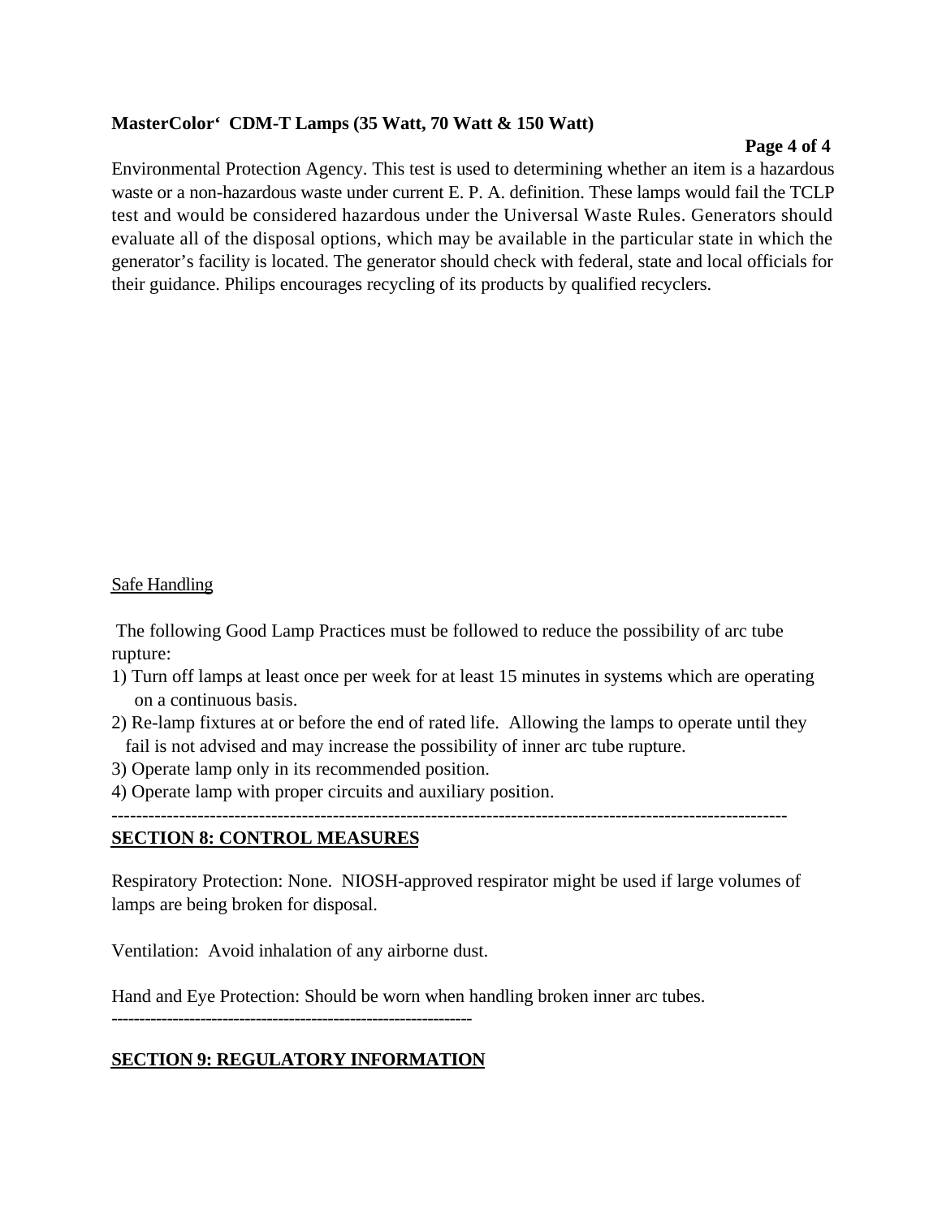Environmental Protection Agency. This test is used to determining whether an item is a hazardous waste or a non-hazardous waste under current E. P. A. definition. These lamps would fail the TCLP test and would be considered hazardous under the Universal Waste Rules. Generators should evaluate all of the disposal options, which may be available in the particular state in which the generator's facility is located. The generator should check with federal, state and local officials for their guidance. Philips encourages recycling of its products by qualified recyclers.

Safe Handling

The following Good Lamp Practices must be followed to reduce the possibility of arc tube rupture:

1) Turn off lamps at least once per week for at least 15 minutes in systems which are operating on a continuous basis.
2) Re-lamp fixtures at or before the end of rated life. Allowing the lamps to operate until they fail is not advised and may increase the possibility of inner arc tube rupture.
3) Operate lamp only in its recommended position.
4) Operate lamp with proper circuits and auxiliary position.

---

## SECTION 8: CONTROL MEASURES

Respiratory Protection: None. NIOSH-approved respirator might be used if large volumes of lamps are being broken for disposal.

Ventilation: Avoid inhalation of any airborne dust.

Hand and Eye Protection: Should be worn when handling broken inner arc tubes.

---

## SECTION 9: REGULATORY INFORMATION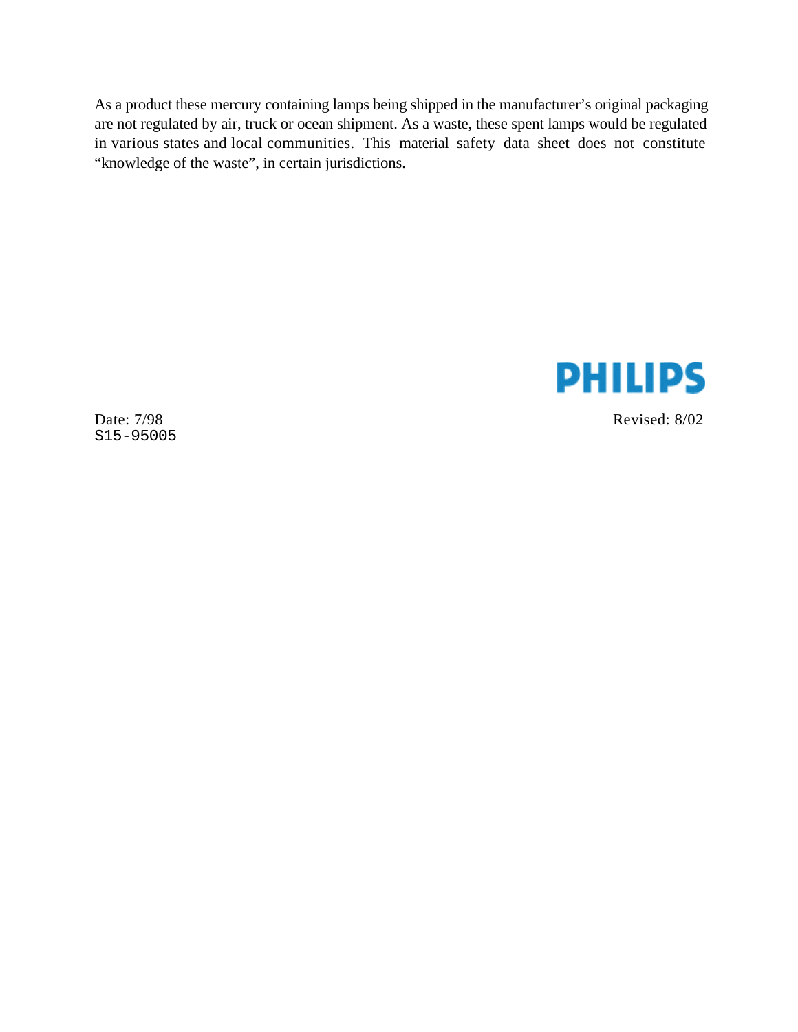As a product these mercury containing lamps being shipped in the manufacturer's original packaging are not regulated by air, truck or ocean shipment. As a waste, these spent lamps would be regulated in various states and local communities. This material safety data sheet does not constitute "knowledge of the waste", in certain jurisdictions.

PHILIPS

Date: 7/98
S15-95005

Revised: 8/02